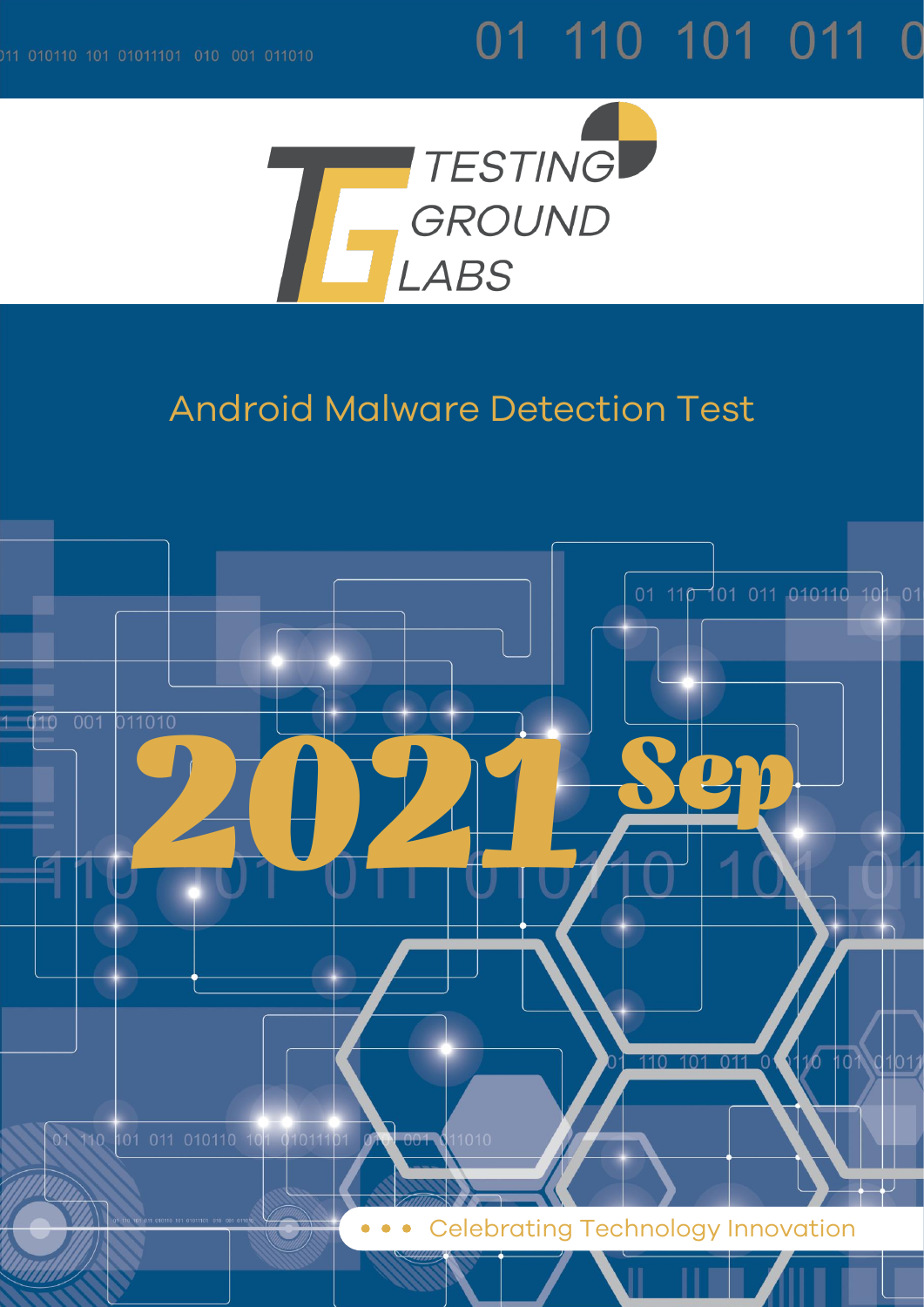TESTING GROUND LABS

# Android Malware Detection Test

# 2021 Sep

Celebrating Technology Innovation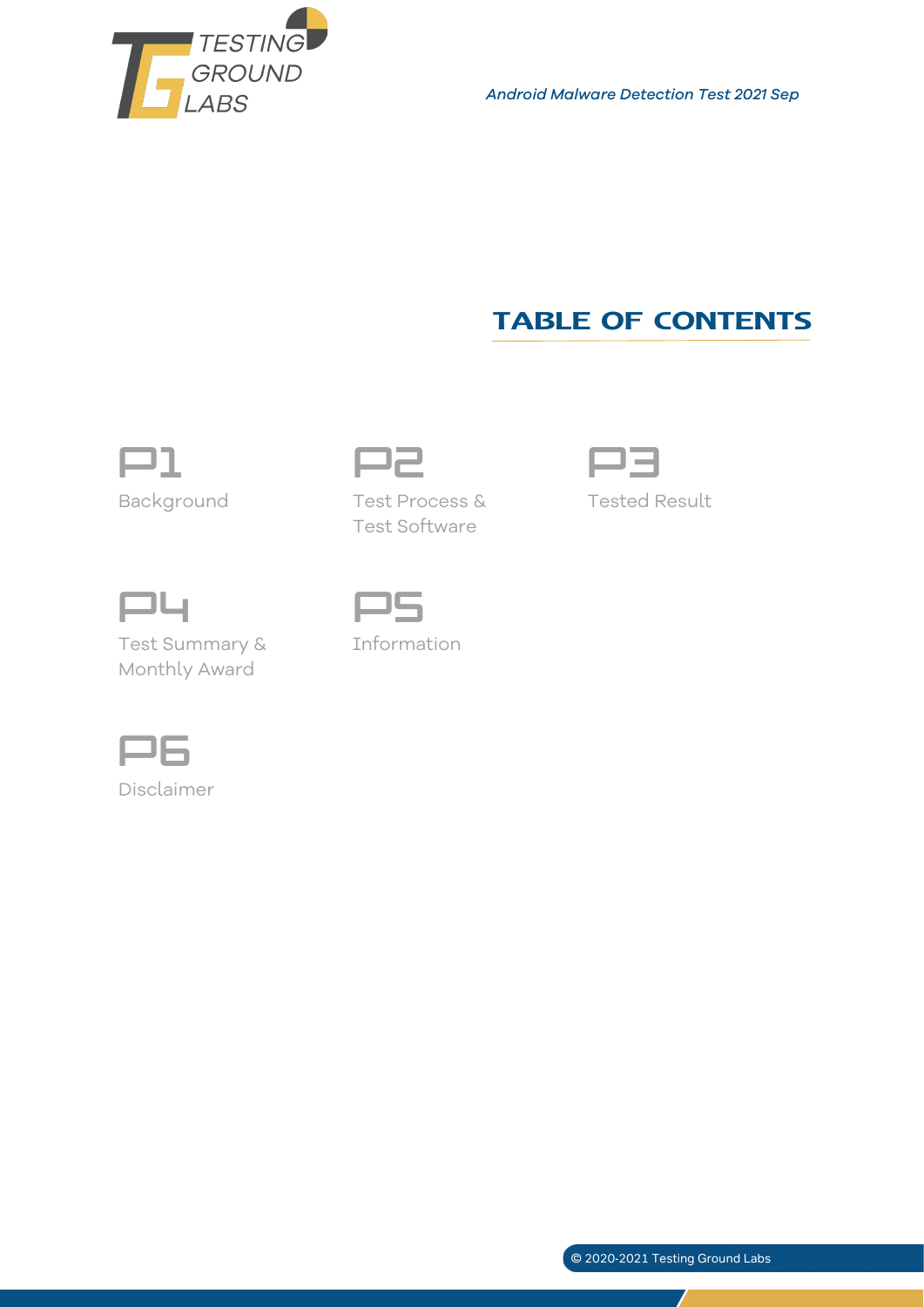# TABLE OF CONTENTS

**P1**
Background

**P2**
Test Process & Test Software

**P3**
Tested Result

**P4**
Test Summary & Monthly Award

**P5**
Information

**P6**
Disclaimer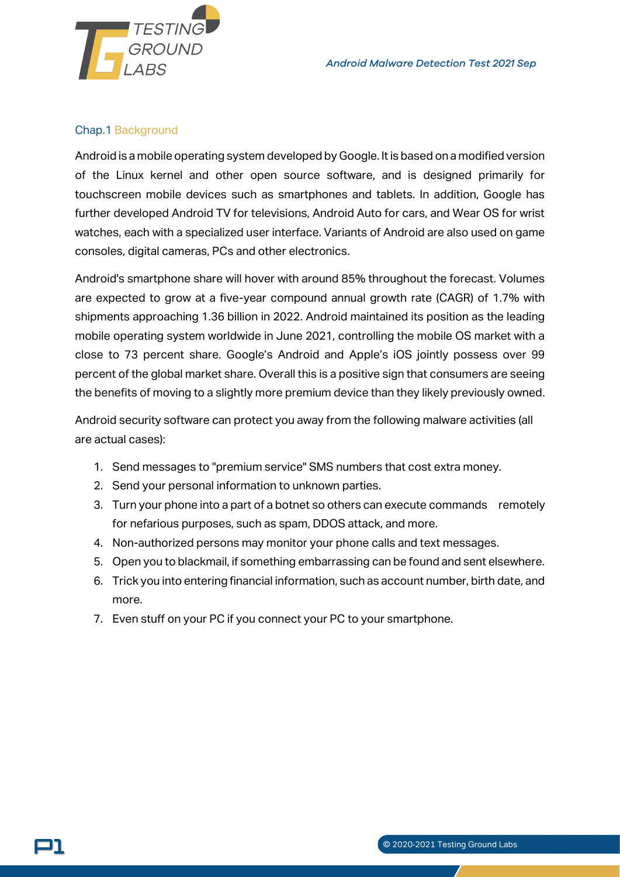## Chap.1 Background

Android is a mobile operating system developed by Google. It is based on a modified version of the Linux kernel and other open source software, and is designed primarily for touchscreen mobile devices such as smartphones and tablets. In addition, Google has further developed Android TV for televisions, Android Auto for cars, and Wear OS for wrist watches, each with a specialized user interface. Variants of Android are also used on game consoles, digital cameras, PCs and other electronics.

Android's smartphone share will hover with around 85% throughout the forecast. Volumes are expected to grow at a five-year compound annual growth rate (CAGR) of 1.7% with shipments approaching 1.36 billion in 2022. Android maintained its position as the leading mobile operating system worldwide in June 2021, controlling the mobile OS market with a close to 73 percent share. Google's Android and Apple's iOS jointly possess over 99 percent of the global market share. Overall this is a positive sign that consumers are seeing the benefits of moving to a slightly more premium device than they likely previously owned.

Android security software can protect you away from the following malware activities (all are actual cases):

1. Send messages to "premium service" SMS numbers that cost extra money.
2. Send your personal information to unknown parties.
3. Turn your phone into a part of a botnet so others can execute commands remotely for nefarious purposes, such as spam, DDOS attack, and more.
4. Non-authorized persons may monitor your phone calls and text messages.
5. Open you to blackmail, if something embarrassing can be found and sent elsewhere.
6. Trick you into entering financial information, such as account number, birth date, and more.
7. Even stuff on your PC if you connect your PC to your smartphone.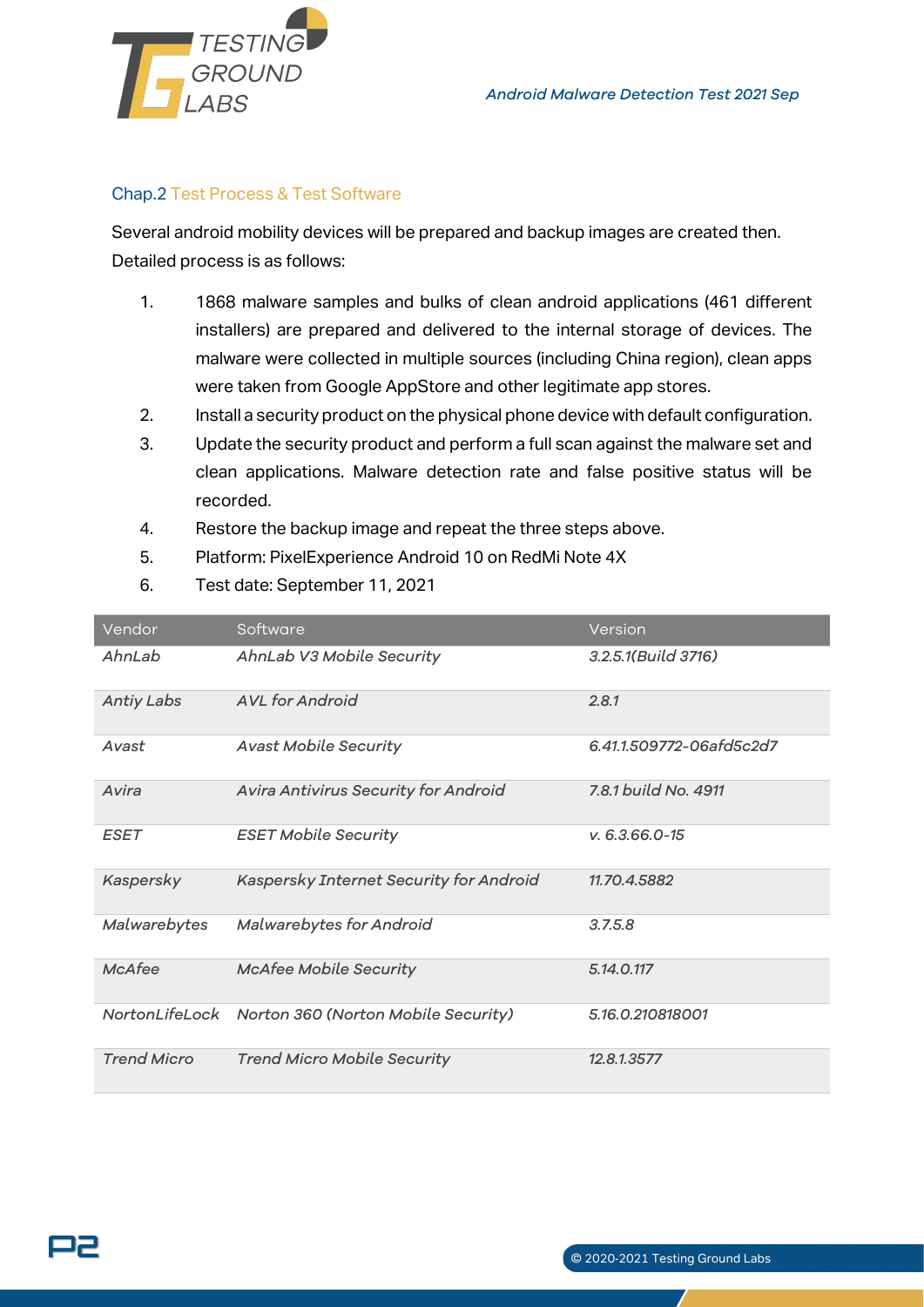## Chap.2 Test Process & Test Software

Several android mobility devices will be prepared and backup images are created then. Detailed process is as follows:

1. 1868 malware samples and bulks of clean android applications (461 different installers) are prepared and delivered to the internal storage of devices. The malware were collected in multiple sources (including China region), clean apps were taken from Google AppStore and other legitimate app stores.
2. Install a security product on the physical phone device with default configuration.
3. Update the security product and perform a full scan against the malware set and clean applications. Malware detection rate and false positive status will be recorded.
4. Restore the backup image and repeat the three steps above.
5. Platform: PixelExperience Android 10 on RedMi Note 4X
6. Test date: September 11, 2021

| Vendor | Software | Version |
|---|---|---|
| *AhnLab* | *AhnLab V3 Mobile Security* | *3.2.5.1(Build 3716)* |
| *Antiy Labs* | *AVL for Android* | *2.8.1* |
| *Avast* | *Avast Mobile Security* | *6.41.1.509772-06afd5c2d7* |
| *Avira* | *Avira Antivirus Security for Android* | *7.8.1 build No. 4911* |
| *ESET* | *ESET Mobile Security* | *v. 6.3.66.0-15* |
| *Kaspersky* | *Kaspersky Internet Security for Android* | *11.70.4.5882* |
| *Malwarebytes* | *Malwarebytes for Android* | *3.7.5.8* |
| *McAfee* | *McAfee Mobile Security* | *5.14.0.117* |
| *NortonLifeLock* | *Norton 360 (Norton Mobile Security)* | *5.16.0.210818001* |
| *Trend Micro* | *Trend Micro Mobile Security* | *12.8.1.3577* |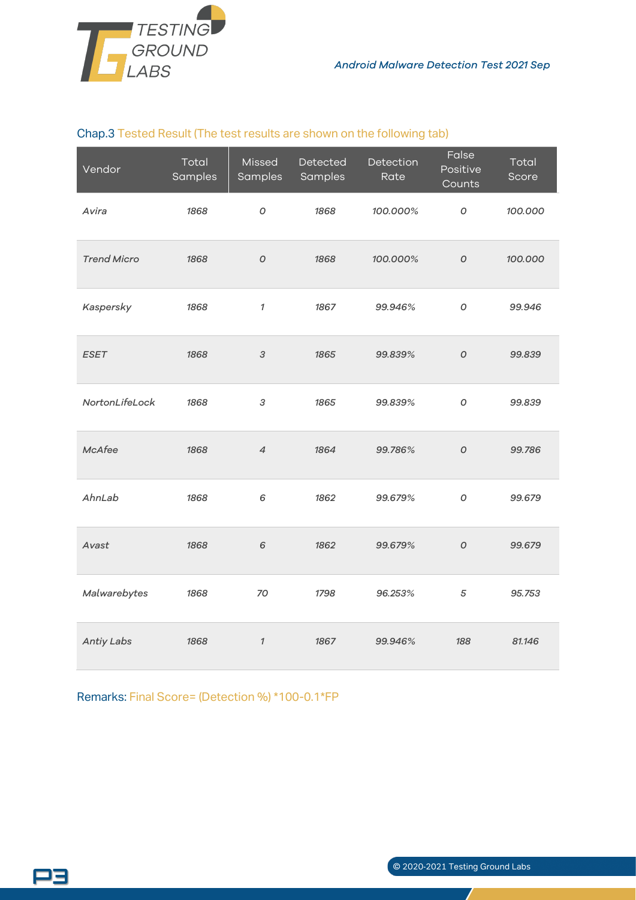## Chap.3 Tested Result (The test results are shown on the following tab)

| Vendor | Total Samples | Missed Samples | Detected Samples | Detection Rate | False Positive Counts | Total Score |
|---|---|---|---|---|---|---|
| *Avira* | *1868* | *0* | *1868* | *100.000%* | *0* | *100.000* |
| *Trend Micro* | *1868* | *0* | *1868* | *100.000%* | *0* | *100.000* |
| *Kaspersky* | *1868* | *1* | *1867* | *99.946%* | *0* | *99.946* |
| *ESET* | *1868* | *3* | *1865* | *99.839%* | *0* | *99.839* |
| *NortonLifeLock* | *1868* | *3* | *1865* | *99.839%* | *0* | *99.839* |
| *McAfee* | *1868* | *4* | *1864* | *99.786%* | *0* | *99.786* |
| *AhnLab* | *1868* | *6* | *1862* | *99.679%* | *0* | *99.679* |
| *Avast* | *1868* | *6* | *1862* | *99.679%* | *0* | *99.679* |
| *Malwarebytes* | *1868* | *70* | *1798* | *96.253%* | *5* | *95.753* |
| *Antiy Labs* | *1868* | *1* | *1867* | *99.946%* | *188* | *81.146* |

Remarks: Final Score= (Detection %) *100-0.1*FP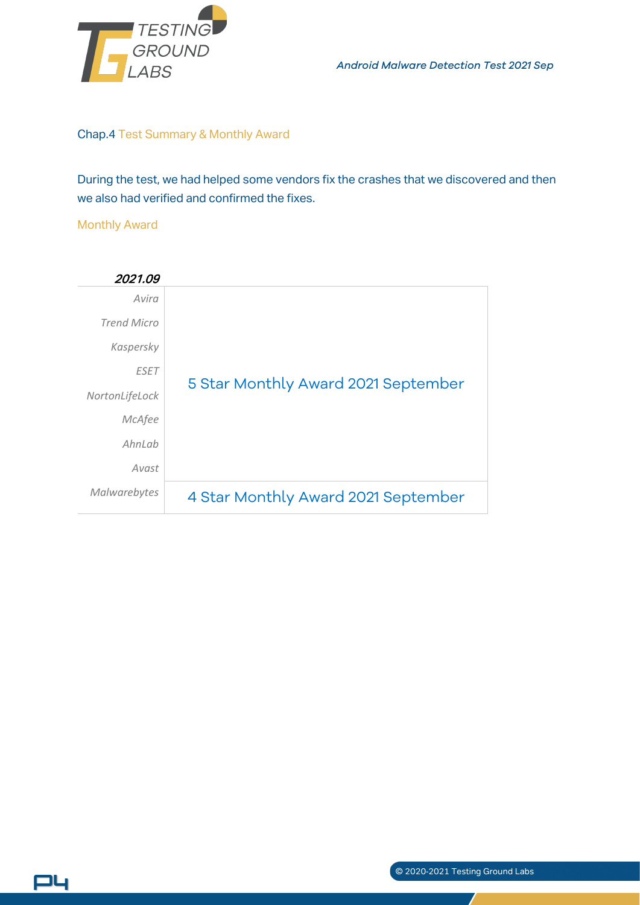## Chap.4 Test Summary & Monthly Award

During the test, we had helped some vendors fix the crashes that we discovered and then we also had verified and confirmed the fixes.

### Monthly Award

| *2021.09* | |
|---|---|
| *Avira* | 5 Star Monthly Award 2021 September |
| *Trend Micro* | |
| *Kaspersky* | |
| *ESET* | |
| *NortonLifeLock* | |
| *McAfee* | |
| *AhnLab* | |
| *Avast* | |
| *Malwarebytes* | 4 Star Monthly Award 2021 September |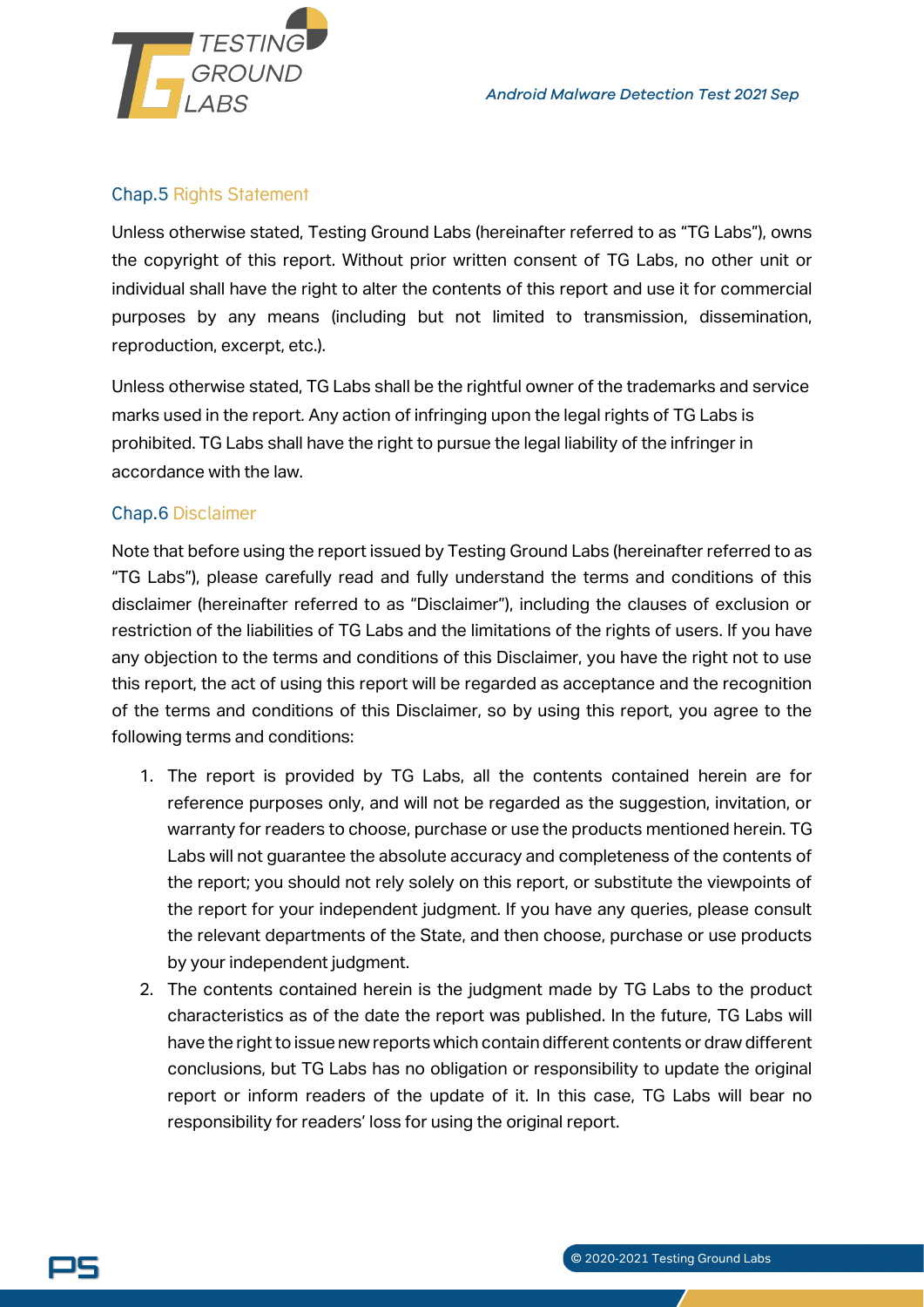## Chap.5 Rights Statement

Unless otherwise stated, Testing Ground Labs (hereinafter referred to as "TG Labs"), owns the copyright of this report. Without prior written consent of TG Labs, no other unit or individual shall have the right to alter the contents of this report and use it for commercial purposes by any means (including but not limited to transmission, dissemination, reproduction, excerpt, etc.).

Unless otherwise stated, TG Labs shall be the rightful owner of the trademarks and service marks used in the report. Any action of infringing upon the legal rights of TG Labs is prohibited. TG Labs shall have the right to pursue the legal liability of the infringer in accordance with the law.

## Chap.6 Disclaimer

Note that before using the report issued by Testing Ground Labs (hereinafter referred to as "TG Labs"), please carefully read and fully understand the terms and conditions of this disclaimer (hereinafter referred to as "Disclaimer"), including the clauses of exclusion or restriction of the liabilities of TG Labs and the limitations of the rights of users. If you have any objection to the terms and conditions of this Disclaimer, you have the right not to use this report, the act of using this report will be regarded as acceptance and the recognition of the terms and conditions of this Disclaimer, so by using this report, you agree to the following terms and conditions:

1. The report is provided by TG Labs, all the contents contained herein are for reference purposes only, and will not be regarded as the suggestion, invitation, or warranty for readers to choose, purchase or use the products mentioned herein. TG Labs will not guarantee the absolute accuracy and completeness of the contents of the report; you should not rely solely on this report, or substitute the viewpoints of the report for your independent judgment. If you have any queries, please consult the relevant departments of the State, and then choose, purchase or use products by your independent judgment.
2. The contents contained herein is the judgment made by TG Labs to the product characteristics as of the date the report was published. In the future, TG Labs will have the right to issue new reports which contain different contents or draw different conclusions, but TG Labs has no obligation or responsibility to update the original report or inform readers of the update of it. In this case, TG Labs will bear no responsibility for readers' loss for using the original report.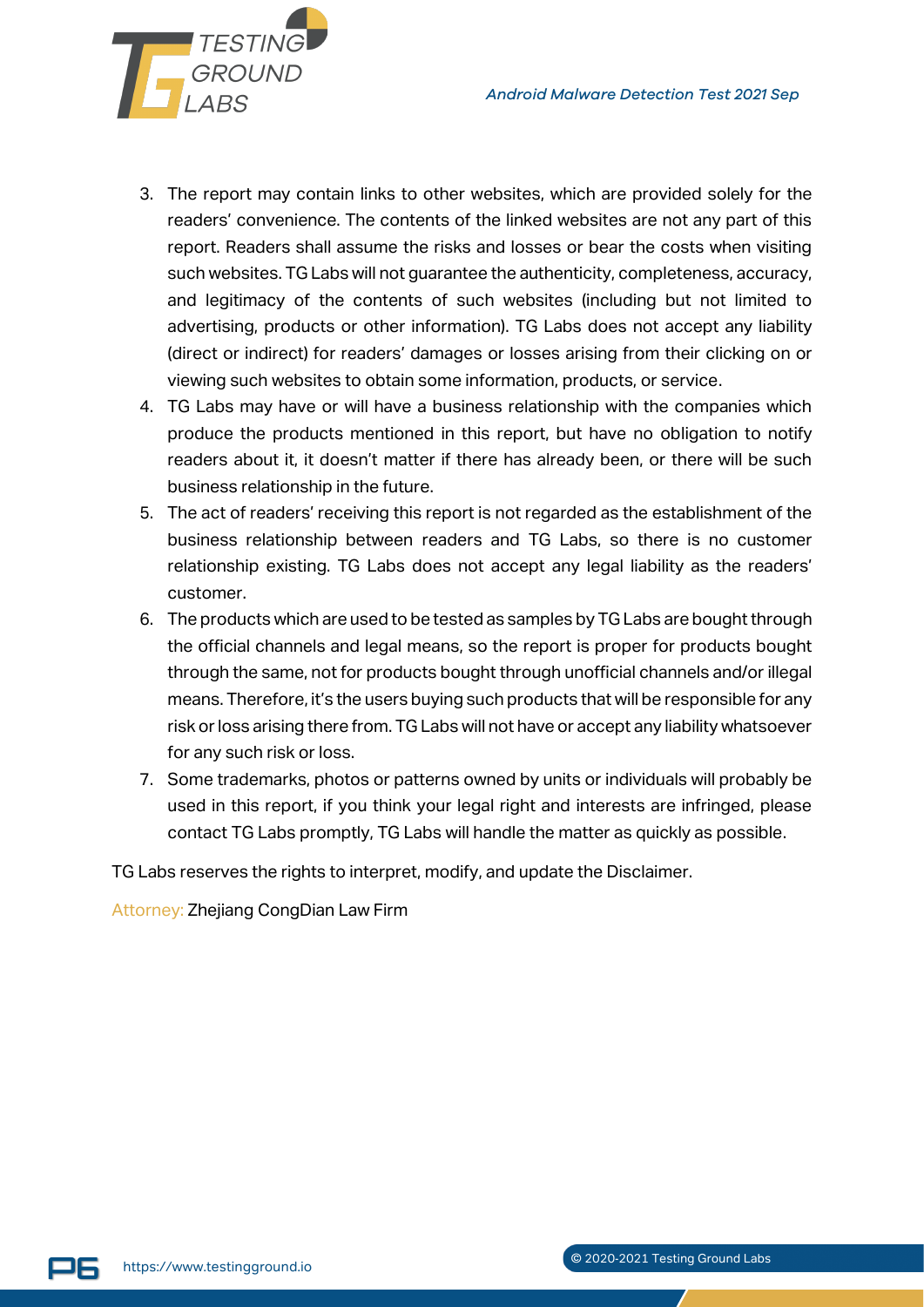3. The report may contain links to other websites, which are provided solely for the readers' convenience. The contents of the linked websites are not any part of this report. Readers shall assume the risks and losses or bear the costs when visiting such websites. TG Labs will not guarantee the authenticity, completeness, accuracy, and legitimacy of the contents of such websites (including but not limited to advertising, products or other information). TG Labs does not accept any liability (direct or indirect) for readers' damages or losses arising from their clicking on or viewing such websites to obtain some information, products, or service.
4. TG Labs may have or will have a business relationship with the companies which produce the products mentioned in this report, but have no obligation to notify readers about it, it doesn't matter if there has already been, or there will be such business relationship in the future.
5. The act of readers' receiving this report is not regarded as the establishment of the business relationship between readers and TG Labs, so there is no customer relationship existing. TG Labs does not accept any legal liability as the readers' customer.
6. The products which are used to be tested as samples by TG Labs are bought through the official channels and legal means, so the report is proper for products bought through the same, not for products bought through unofficial channels and/or illegal means. Therefore, it's the users buying such products that will be responsible for any risk or loss arising there from. TG Labs will not have or accept any liability whatsoever for any such risk or loss.
7. Some trademarks, photos or patterns owned by units or individuals will probably be used in this report, if you think your legal right and interests are infringed, please contact TG Labs promptly, TG Labs will handle the matter as quickly as possible.

TG Labs reserves the rights to interpret, modify, and update the Disclaimer.

Attorney: Zhejiang CongDian Law Firm